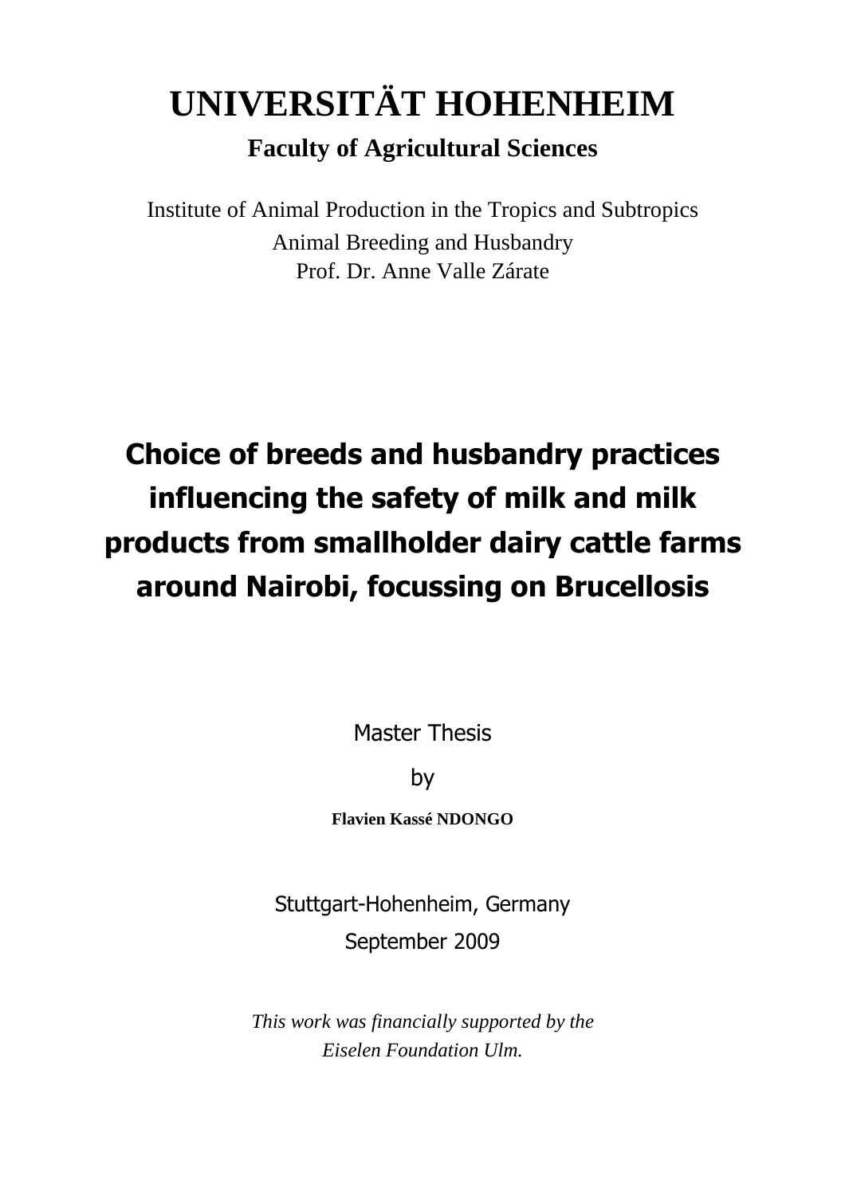# UNIVERSITÄT HOHENHEIM

## Faculty of Agricultural Sciences

Institute of Animal Production in the Tropics and Subtropics
Animal Breeding and Husbandry
Prof. Dr. Anne Valle Zárate

# Choice of breeds and husbandry practices influencing the safety of milk and milk products from smallholder dairy cattle farms around Nairobi, focussing on Brucellosis

Master Thesis

by

**Flavien Kassé NDONGO**

Stuttgart-Hohenheim, Germany
September 2009

*This work was financially supported by the Eiselen Foundation Ulm.*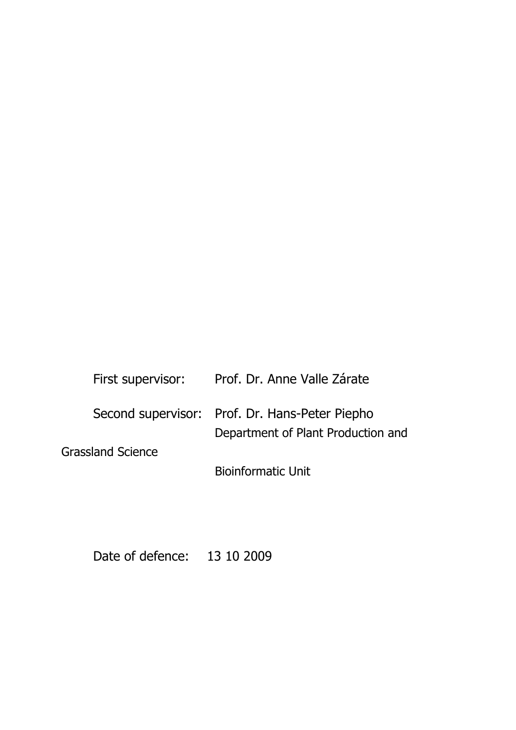First supervisor: Prof. Dr. Anne Valle Zárate

Second supervisor: Prof. Dr. Hans-Peter Piepho
Department of Plant Production and Grassland Science
Bioinformatic Unit

Date of defence: 13 10 2009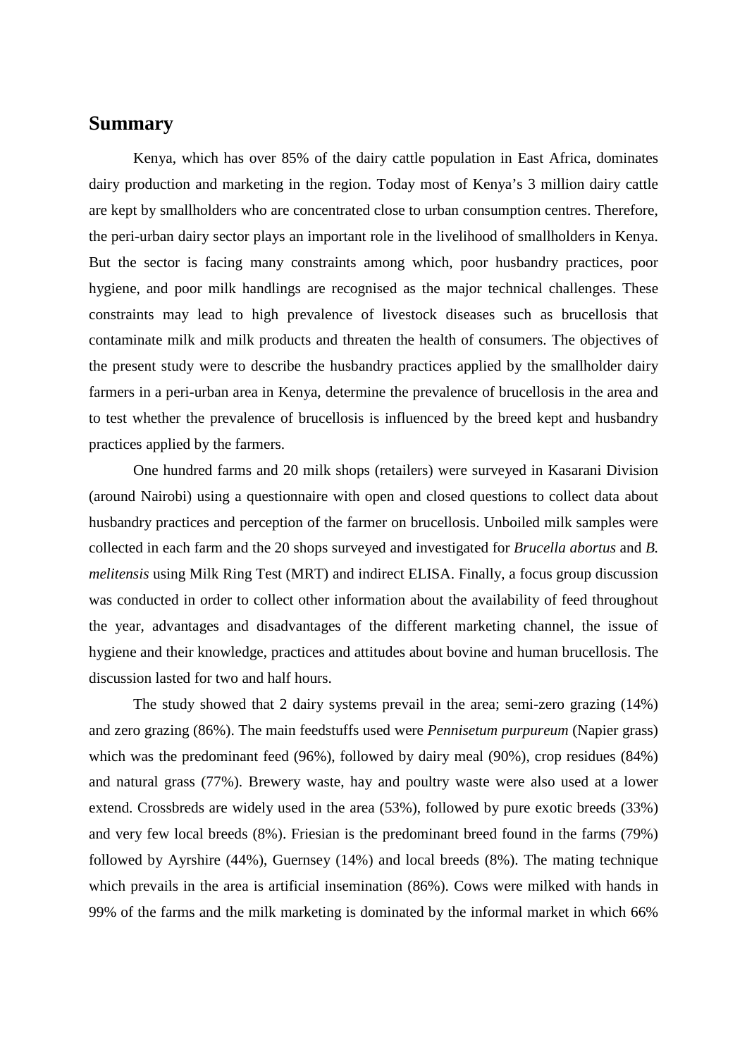## Summary

Kenya, which has over 85% of the dairy cattle population in East Africa, dominates dairy production and marketing in the region. Today most of Kenya's 3 million dairy cattle are kept by smallholders who are concentrated close to urban consumption centres. Therefore, the peri-urban dairy sector plays an important role in the livelihood of smallholders in Kenya. But the sector is facing many constraints among which, poor husbandry practices, poor hygiene, and poor milk handlings are recognised as the major technical challenges. These constraints may lead to high prevalence of livestock diseases such as brucellosis that contaminate milk and milk products and threaten the health of consumers. The objectives of the present study were to describe the husbandry practices applied by the smallholder dairy farmers in a peri-urban area in Kenya, determine the prevalence of brucellosis in the area and to test whether the prevalence of brucellosis is influenced by the breed kept and husbandry practices applied by the farmers.

One hundred farms and 20 milk shops (retailers) were surveyed in Kasarani Division (around Nairobi) using a questionnaire with open and closed questions to collect data about husbandry practices and perception of the farmer on brucellosis. Unboiled milk samples were collected in each farm and the 20 shops surveyed and investigated for *Brucella abortus* and *B. melitensis* using Milk Ring Test (MRT) and indirect ELISA. Finally, a focus group discussion was conducted in order to collect other information about the availability of feed throughout the year, advantages and disadvantages of the different marketing channel, the issue of hygiene and their knowledge, practices and attitudes about bovine and human brucellosis. The discussion lasted for two and half hours.

The study showed that 2 dairy systems prevail in the area; semi-zero grazing (14%) and zero grazing (86%). The main feedstuffs used were *Pennisetum purpureum* (Napier grass) which was the predominant feed (96%), followed by dairy meal (90%), crop residues (84%) and natural grass (77%). Brewery waste, hay and poultry waste were also used at a lower extend. Crossbreds are widely used in the area (53%), followed by pure exotic breeds (33%) and very few local breeds (8%). Friesian is the predominant breed found in the farms (79%) followed by Ayrshire (44%), Guernsey (14%) and local breeds (8%). The mating technique which prevails in the area is artificial insemination (86%). Cows were milked with hands in 99% of the farms and the milk marketing is dominated by the informal market in which 66%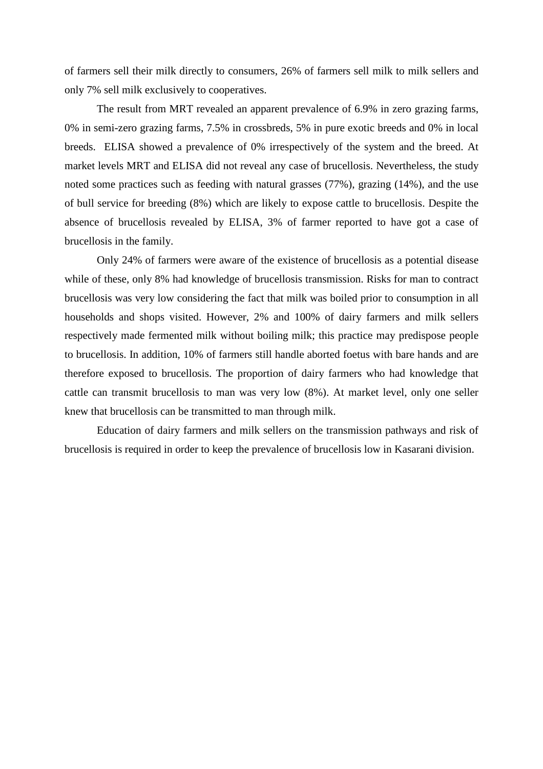of farmers sell their milk directly to consumers, 26% of farmers sell milk to milk sellers and only 7% sell milk exclusively to cooperatives.

The result from MRT revealed an apparent prevalence of 6.9% in zero grazing farms, 0% in semi-zero grazing farms, 7.5% in crossbreds, 5% in pure exotic breeds and 0% in local breeds. ELISA showed a prevalence of 0% irrespectively of the system and the breed. At market levels MRT and ELISA did not reveal any case of brucellosis. Nevertheless, the study noted some practices such as feeding with natural grasses (77%), grazing (14%), and the use of bull service for breeding (8%) which are likely to expose cattle to brucellosis. Despite the absence of brucellosis revealed by ELISA, 3% of farmer reported to have got a case of brucellosis in the family.

Only 24% of farmers were aware of the existence of brucellosis as a potential disease while of these, only 8% had knowledge of brucellosis transmission. Risks for man to contract brucellosis was very low considering the fact that milk was boiled prior to consumption in all households and shops visited. However, 2% and 100% of dairy farmers and milk sellers respectively made fermented milk without boiling milk; this practice may predispose people to brucellosis. In addition, 10% of farmers still handle aborted foetus with bare hands and are therefore exposed to brucellosis. The proportion of dairy farmers who had knowledge that cattle can transmit brucellosis to man was very low (8%). At market level, only one seller knew that brucellosis can be transmitted to man through milk.

Education of dairy farmers and milk sellers on the transmission pathways and risk of brucellosis is required in order to keep the prevalence of brucellosis low in Kasarani division.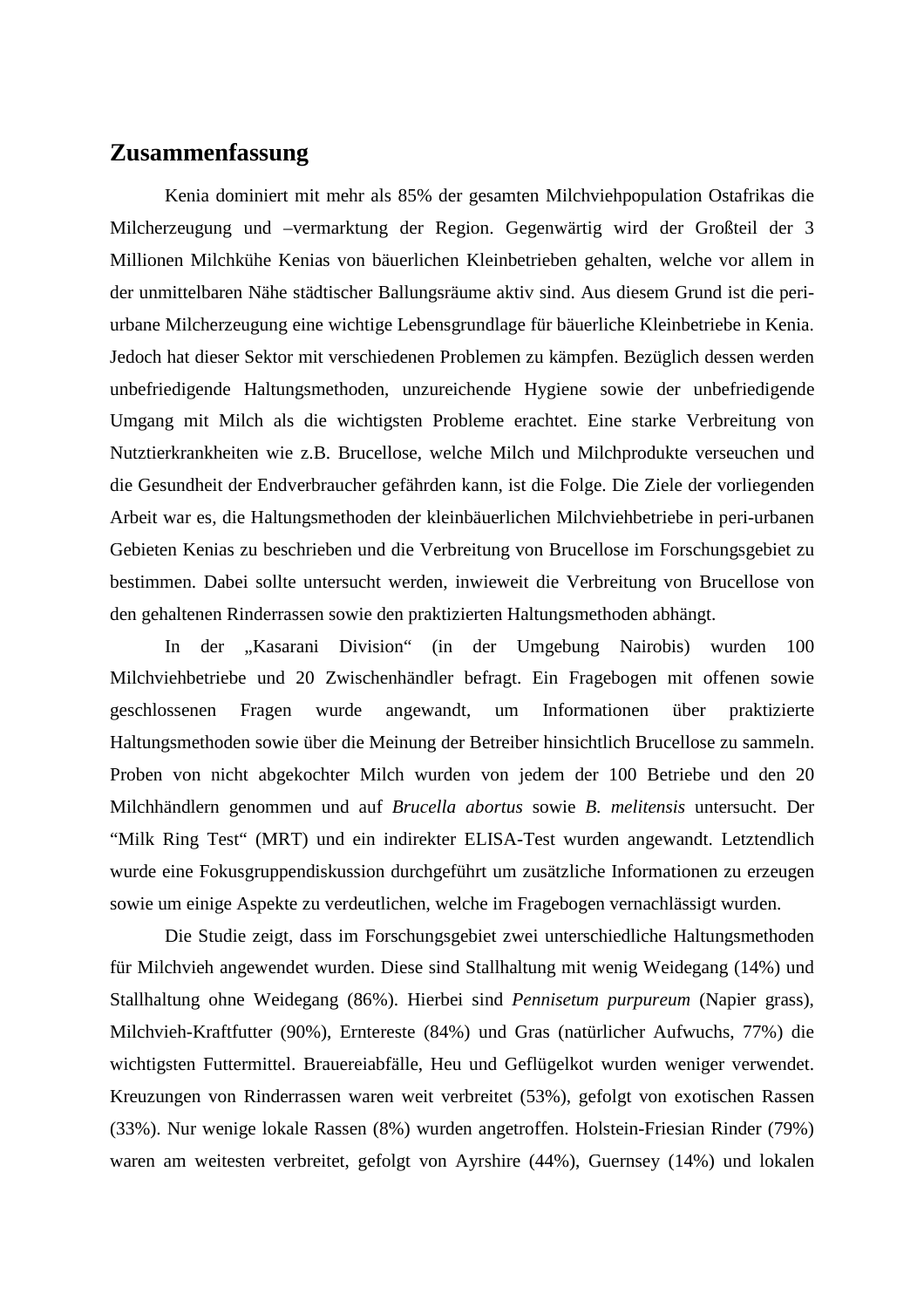## Zusammenfassung

Kenia dominiert mit mehr als 85% der gesamten Milchviehpopulation Ostafrikas die Milcherzeugung und –vermarktung der Region. Gegenwärtig wird der Großteil der 3 Millionen Milchkühe Kenias von bäuerlichen Kleinbetrieben gehalten, welche vor allem in der unmittelbaren Nähe städtischer Ballungsräume aktiv sind. Aus diesem Grund ist die peri-urbane Milcherzeugung eine wichtige Lebensgrundlage für bäuerliche Kleinbetriebe in Kenia. Jedoch hat dieser Sektor mit verschiedenen Problemen zu kämpfen. Bezüglich dessen werden unbefriedigende Haltungsmethoden, unzureichende Hygiene sowie der unbefriedigende Umgang mit Milch als die wichtigsten Probleme erachtet. Eine starke Verbreitung von Nutztierkrankheiten wie z.B. Brucellose, welche Milch und Milchprodukte verseuchen und die Gesundheit der Endverbraucher gefährden kann, ist die Folge. Die Ziele der vorliegenden Arbeit war es, die Haltungsmethoden der kleinbäuerlichen Milchviehbetriebe in peri-urbanen Gebieten Kenias zu beschrieben und die Verbreitung von Brucellose im Forschungsgebiet zu bestimmen. Dabei sollte untersucht werden, inwieweit die Verbreitung von Brucellose von den gehaltenen Rinderrassen sowie den praktizierten Haltungsmethoden abhängt.

In der „Kasarani Division“ (in der Umgebung Nairobis) wurden 100 Milchviehbetriebe und 20 Zwischenhändler befragt. Ein Fragebogen mit offenen sowie geschlossenen Fragen wurde angewandt, um Informationen über praktizierte Haltungsmethoden sowie über die Meinung der Betreiber hinsichtlich Brucellose zu sammeln. Proben von nicht abgekochter Milch wurden von jedem der 100 Betriebe und den 20 Milchhändlern genommen und auf *Brucella abortus* sowie *B. melitensis* untersucht. Der “Milk Ring Test“ (MRT) und ein indirekter ELISA-Test wurden angewandt. Letztendlich wurde eine Fokusgruppendiskussion durchgeführt um zusätzliche Informationen zu erzeugen sowie um einige Aspekte zu verdeutlichen, welche im Fragebogen vernachlässigt wurden.

Die Studie zeigt, dass im Forschungsgebiet zwei unterschiedliche Haltungsmethoden für Milchvieh angewendet wurden. Diese sind Stallhaltung mit wenig Weidegang (14%) und Stallhaltung ohne Weidegang (86%). Hierbei sind *Pennisetum purpureum* (Napier grass), Milchvieh-Kraftfutter (90%), Erntereste (84%) und Gras (natürlicher Aufwuchs, 77%) die wichtigsten Futtermittel. Brauereiabfälle, Heu und Geflügelkot wurden weniger verwendet. Kreuzungen von Rinderrassen waren weit verbreitet (53%), gefolgt von exotischen Rassen (33%). Nur wenige lokale Rassen (8%) wurden angetroffen. Holstein-Friesian Rinder (79%) waren am weitesten verbreitet, gefolgt von Ayrshire (44%), Guernsey (14%) und lokalen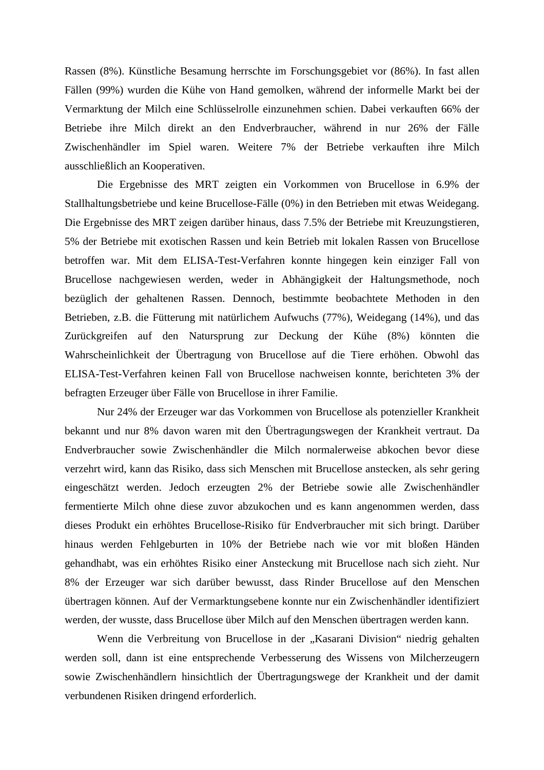Rassen (8%). Künstliche Besamung herrschte im Forschungsgebiet vor (86%). In fast allen Fällen (99%) wurden die Kühe von Hand gemolken, während der informelle Markt bei der Vermarktung der Milch eine Schlüsselrolle einzunehmen schien. Dabei verkauften 66% der Betriebe ihre Milch direkt an den Endverbraucher, während in nur 26% der Fälle Zwischenhändler im Spiel waren. Weitere 7% der Betriebe verkauften ihre Milch ausschließlich an Kooperativen.

Die Ergebnisse des MRT zeigten ein Vorkommen von Brucellose in 6.9% der Stallhaltungsbetriebe und keine Brucellose-Fälle (0%) in den Betrieben mit etwas Weidegang. Die Ergebnisse des MRT zeigen darüber hinaus, dass 7.5% der Betriebe mit Kreuzungstieren, 5% der Betriebe mit exotischen Rassen und kein Betrieb mit lokalen Rassen von Brucellose betroffen war. Mit dem ELISA-Test-Verfahren konnte hingegen kein einziger Fall von Brucellose nachgewiesen werden, weder in Abhängigkeit der Haltungsmethode, noch bezüglich der gehaltenen Rassen. Dennoch, bestimmte beobachtete Methoden in den Betrieben, z.B. die Fütterung mit natürlichem Aufwuchs (77%), Weidegang (14%), und das Zurückgreifen auf den Natursprung zur Deckung der Kühe (8%) könnten die Wahrscheinlichkeit der Übertragung von Brucellose auf die Tiere erhöhen. Obwohl das ELISA-Test-Verfahren keinen Fall von Brucellose nachweisen konnte, berichteten 3% der befragten Erzeuger über Fälle von Brucellose in ihrer Familie.

Nur 24% der Erzeuger war das Vorkommen von Brucellose als potenzieller Krankheit bekannt und nur 8% davon waren mit den Übertragungswegen der Krankheit vertraut. Da Endverbraucher sowie Zwischenhändler die Milch normalerweise abkochen bevor diese verzehrt wird, kann das Risiko, dass sich Menschen mit Brucellose anstecken, als sehr gering eingeschätzt werden. Jedoch erzeugten 2% der Betriebe sowie alle Zwischenhändler fermentierte Milch ohne diese zuvor abzukochen und es kann angenommen werden, dass dieses Produkt ein erhöhtes Brucellose-Risiko für Endverbraucher mit sich bringt. Darüber hinaus werden Fehlgeburten in 10% der Betriebe nach wie vor mit bloßen Händen gehandhabt, was ein erhöhtes Risiko einer Ansteckung mit Brucellose nach sich zieht. Nur 8% der Erzeuger war sich darüber bewusst, dass Rinder Brucellose auf den Menschen übertragen können. Auf der Vermarktungsebene konnte nur ein Zwischenhändler identifiziert werden, der wusste, dass Brucellose über Milch auf den Menschen übertragen werden kann.

Wenn die Verbreitung von Brucellose in der „Kasarani Division" niedrig gehalten werden soll, dann ist eine entsprechende Verbesserung des Wissens von Milcherzeugern sowie Zwischenhändlern hinsichtlich der Übertragungswege der Krankheit und der damit verbundenen Risiken dringend erforderlich.